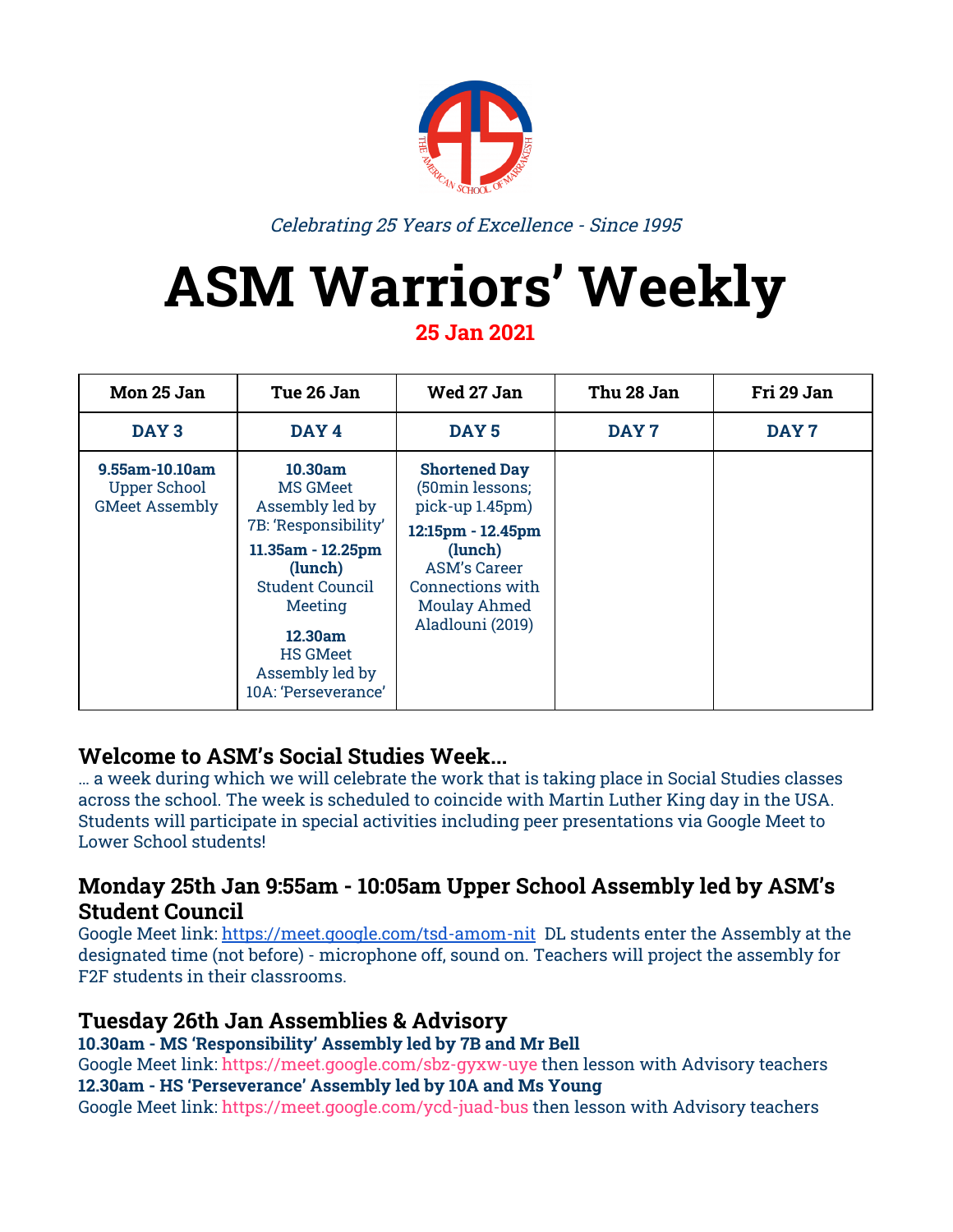*Celebrating 25 Years of Excellence - Since 1995*

# ASM Warriors' Weekly

**25 Jan 2021**

| Mon 25 Jan | Tue 26 Jan | Wed 27 Jan | Thu 28 Jan | Fri 29 Jan |
|---|---|---|---|---|
| **DAY 3** | **DAY 4** | **DAY 5** | **DAY 7** | **DAY 7** |
| **9.55am-10.10am** Upper School GMeet Assembly | **10.30am** MS GMeet Assembly led by 7B: 'Responsibility' **11.35am - 12.25pm (lunch)** Student Council Meeting **12.30am** HS GMeet Assembly led by 10A: 'Perseverance' | **Shortened Day** (50min lessons; pick-up 1.45pm) **12:15pm - 12.45pm (lunch)** ASM's Career Connections with Moulay Ahmed Aladlouni (2019) | | |

## Welcome to ASM's Social Studies Week...

... a week during which we will celebrate the work that is taking place in Social Studies classes across the school. The week is scheduled to coincide with Martin Luther King day in the USA. Students will participate in special activities including peer presentations via Google Meet to Lower School students!

## Monday 25th Jan 9:55am - 10:05am Upper School Assembly led by ASM's Student Council

Google Meet link: https://meet.google.com/tsd-amom-nit DL students enter the Assembly at the designated time (not before) - microphone off, sound on. Teachers will project the assembly for F2F students in their classrooms.

## Tuesday 26th Jan Assemblies & Advisory

**10.30am - MS 'Responsibility' Assembly led by 7B and Mr Bell**
Google Meet link: https://meet.google.com/sbz-gyxw-uye then lesson with Advisory teachers
**12.30am - HS 'Perseverance' Assembly led by 10A and Ms Young**
Google Meet link: https://meet.google.com/ycd-juad-bus then lesson with Advisory teachers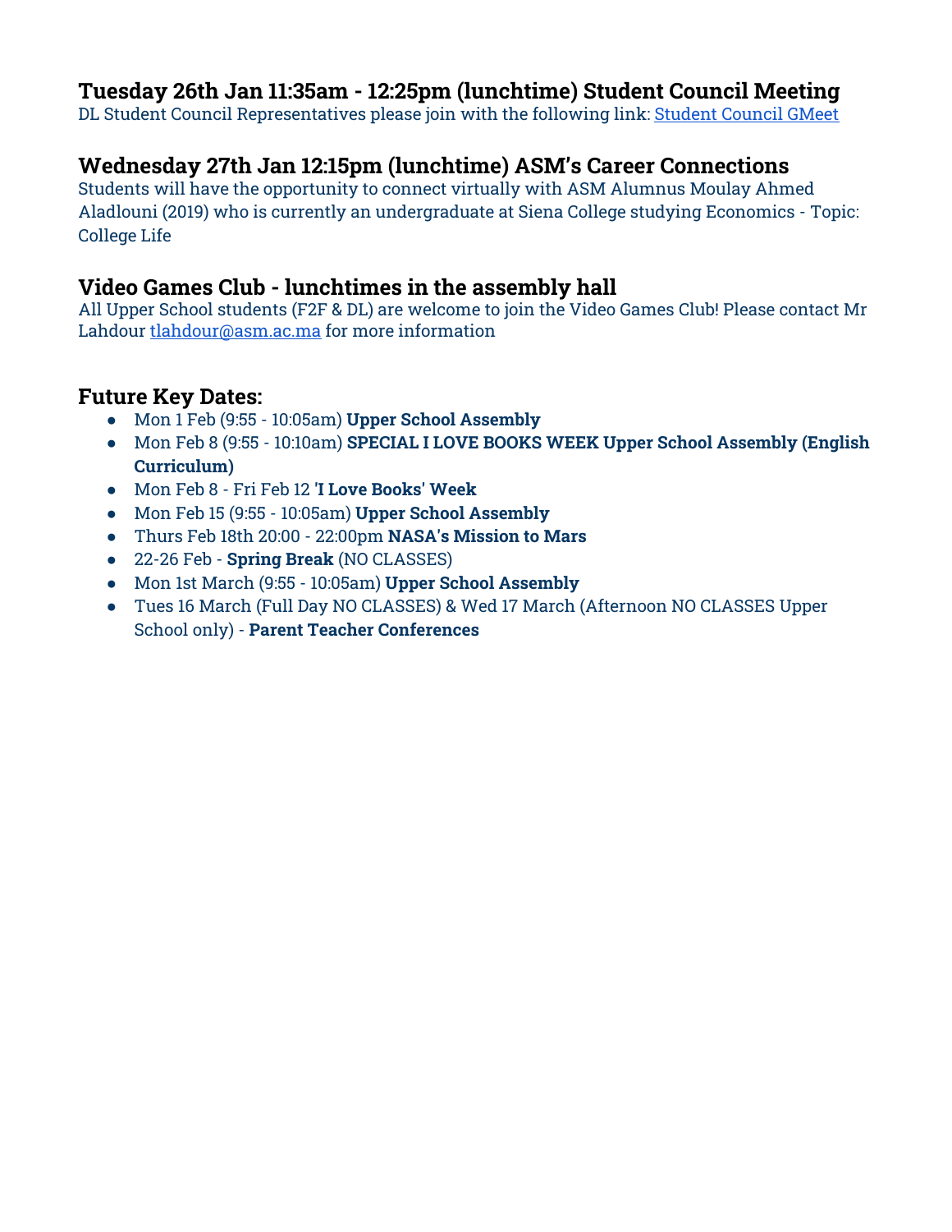## Tuesday 26th Jan 11:35am - 12:25pm (lunchtime) Student Council Meeting

DL Student Council Representatives please join with the following link: [Student Council GMeet]

## Wednesday 27th Jan 12:15pm (lunchtime) ASM's Career Connections

Students will have the opportunity to connect virtually with ASM Alumnus Moulay Ahmed Aladlouni (2019) who is currently an undergraduate at Siena College studying Economics - Topic: College Life

## Video Games Club - lunchtimes in the assembly hall

All Upper School students (F2F & DL) are welcome to join the Video Games Club! Please contact Mr Lahdour tlahdour@asm.ac.ma for more information

## Future Key Dates:

- Mon 1 Feb (9:55 - 10:05am) **Upper School Assembly**
- Mon Feb 8 (9:55 - 10:10am) **SPECIAL I LOVE BOOKS WEEK Upper School Assembly (English Curriculum)**
- Mon Feb 8 - Fri Feb 12 **'I Love Books' Week**
- Mon Feb 15 (9:55 - 10:05am) **Upper School Assembly**
- Thurs Feb 18th 20:00 - 22:00pm **NASA's Mission to Mars**
- 22-26 Feb - **Spring Break** (NO CLASSES)
- Mon 1st March (9:55 - 10:05am) **Upper School Assembly**
- Tues 16 March (Full Day NO CLASSES) & Wed 17 March (Afternoon NO CLASSES Upper School only) - **Parent Teacher Conferences**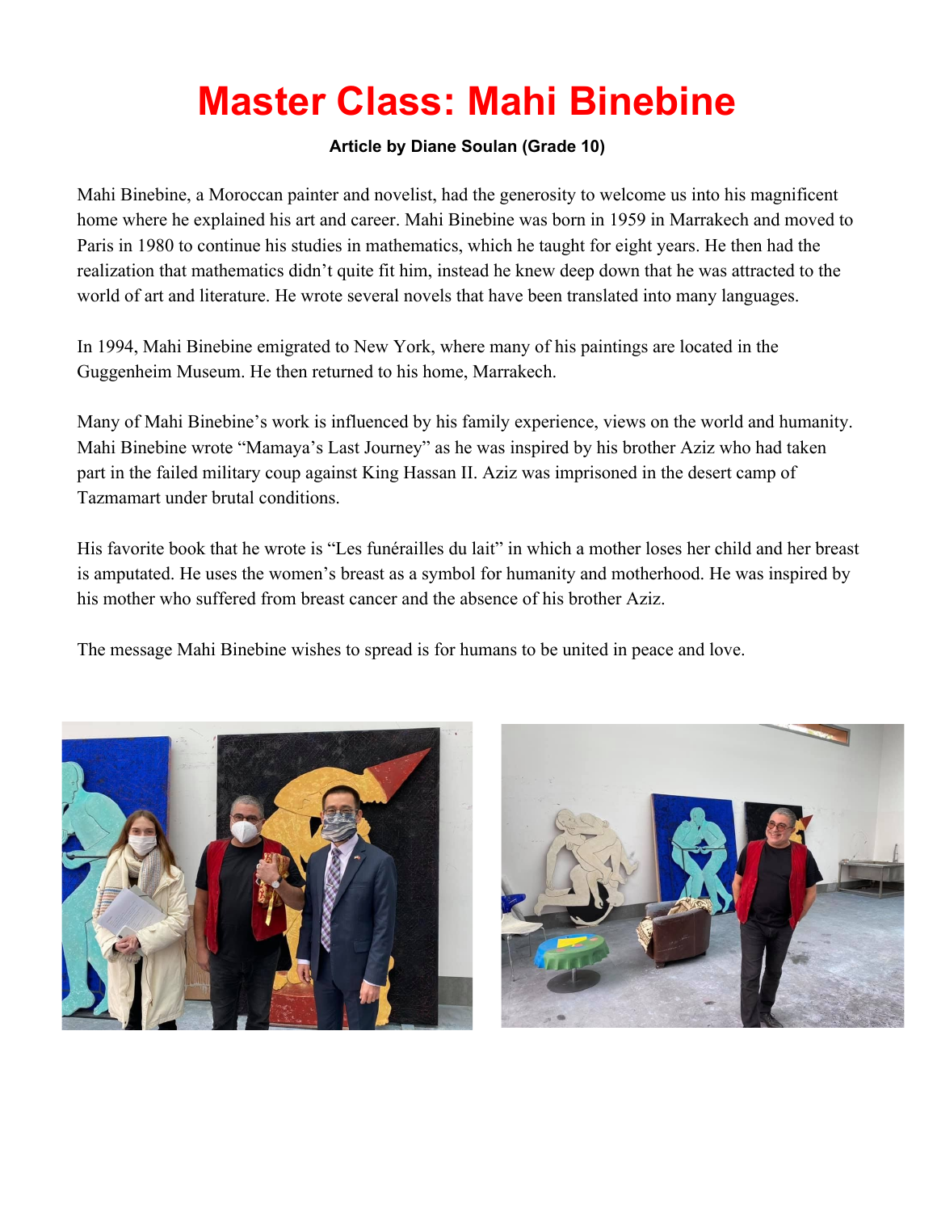# Master Class: Mahi Binebine

**Article by Diane Soulan (Grade 10)**

Mahi Binebine, a Moroccan painter and novelist, had the generosity to welcome us into his magnificent home where he explained his art and career. Mahi Binebine was born in 1959 in Marrakech and moved to Paris in 1980 to continue his studies in mathematics, which he taught for eight years. He then had the realization that mathematics didn't quite fit him, instead he knew deep down that he was attracted to the world of art and literature. He wrote several novels that have been translated into many languages.

In 1994, Mahi Binebine emigrated to New York, where many of his paintings are located in the Guggenheim Museum. He then returned to his home, Marrakech.

Many of Mahi Binebine's work is influenced by his family experience, views on the world and humanity. Mahi Binebine wrote "Mamaya's Last Journey" as he was inspired by his brother Aziz who had taken part in the failed military coup against King Hassan II. Aziz was imprisoned in the desert camp of Tazmamart under brutal conditions.

His favorite book that he wrote is "Les funérailles du lait" in which a mother loses her child and her breast is amputated. He uses the women's breast as a symbol for humanity and motherhood. He was inspired by his mother who suffered from breast cancer and the absence of his brother Aziz.

The message Mahi Binebine wishes to spread is for humans to be united in peace and love.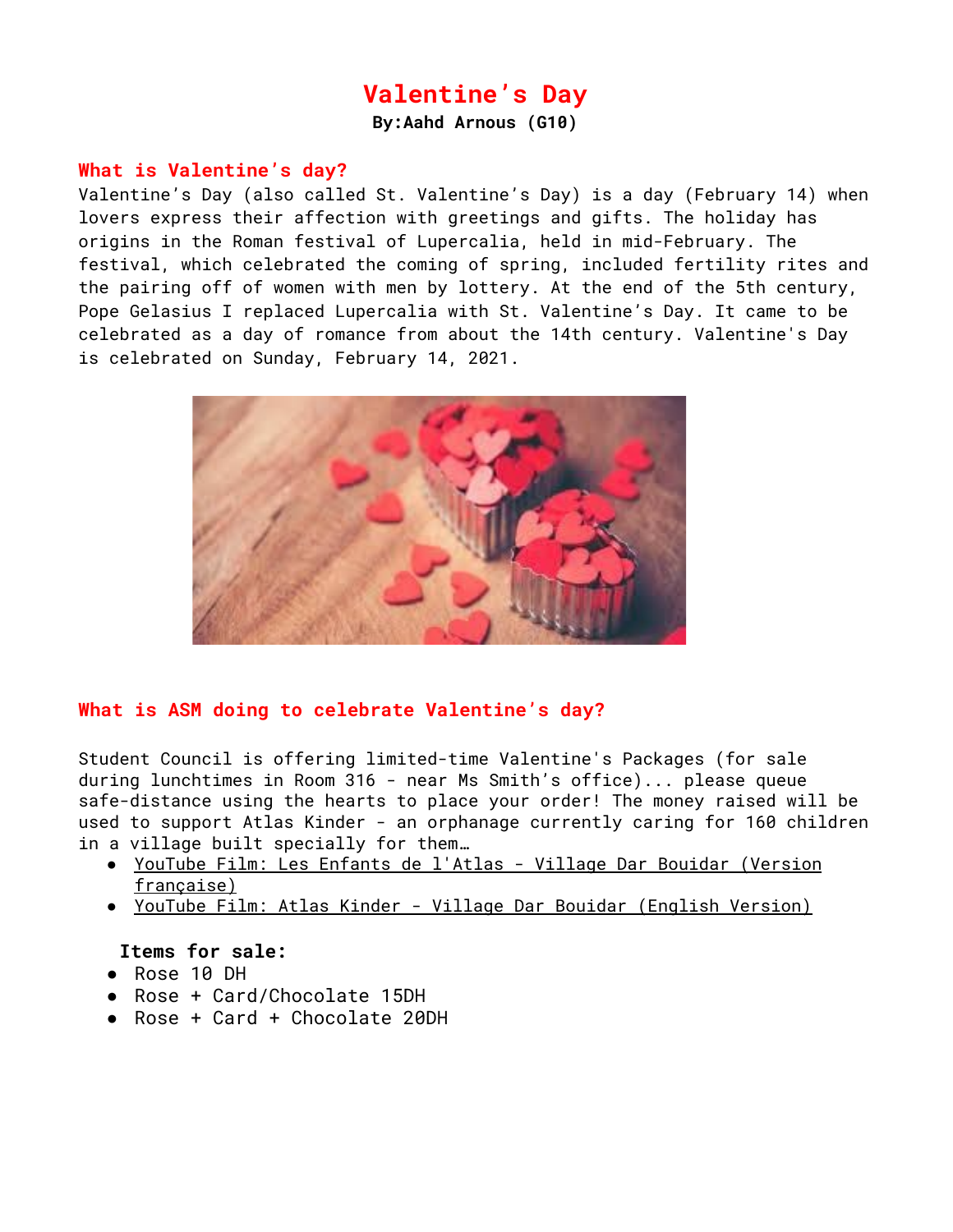// Valentine's Day

**By:Aahd Arnous (G10)**

## What is Valentine's day?

Valentine's Day (also called St. Valentine's Day) is a day (February 14) when lovers express their affection with greetings and gifts. The holiday has origins in the Roman festival of Lupercalia, held in mid-February. The festival, which celebrated the coming of spring, included fertility rites and the pairing off of women with men by lottery. At the end of the 5th century, Pope Gelasius I replaced Lupercalia with St. Valentine's Day. It came to be celebrated as a day of romance from about the 14th century. Valentine's Day is celebrated on Sunday, February 14, 2021.

## What is ASM doing to celebrate Valentine's day?

Student Council is offering limited-time Valentine's Packages (for sale during lunchtimes in Room 316 - near Ms Smith's office)... please queue safe-distance using the hearts to place your order! The money raised will be used to support Atlas Kinder - an orphanage currently caring for 160 children in a village built specially for them…

- YouTube Film: Les Enfants de l'Atlas - Village Dar Bouidar (Version française)
- YouTube Film: Atlas Kinder - Village Dar Bouidar (English Version)

**Items for sale:**

- Rose 10 DH
- Rose + Card/Chocolate 15DH
- Rose + Card + Chocolate 20DH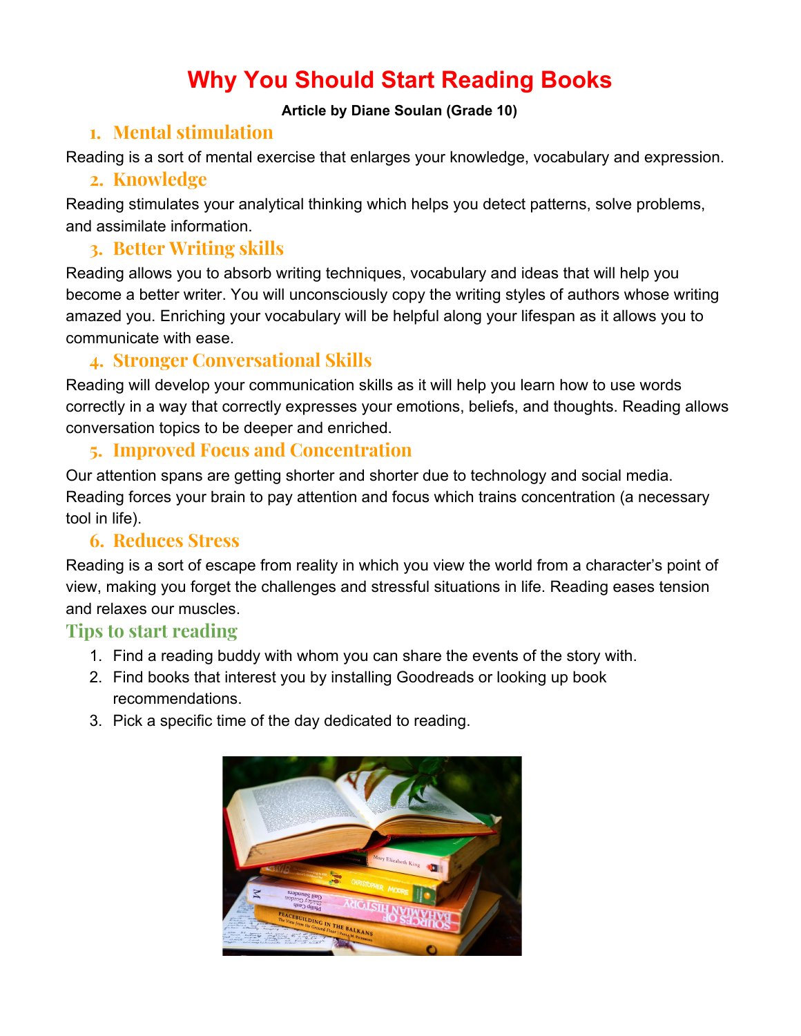# Why You Should Start Reading Books

**Article by Diane Soulan (Grade 10)**

## 1. Mental stimulation

Reading is a sort of mental exercise that enlarges your knowledge, vocabulary and expression.

## 2. Knowledge

Reading stimulates your analytical thinking which helps you detect patterns, solve problems, and assimilate information.

## 3. Better Writing skills

Reading allows you to absorb writing techniques, vocabulary and ideas that will help you become a better writer. You will unconsciously copy the writing styles of authors whose writing amazed you. Enriching your vocabulary will be helpful along your lifespan as it allows you to communicate with ease.

## 4. Stronger Conversational Skills

Reading will develop your communication skills as it will help you learn how to use words correctly in a way that correctly expresses your emotions, beliefs, and thoughts. Reading allows conversation topics to be deeper and enriched.

## 5. Improved Focus and Concentration

Our attention spans are getting shorter and shorter due to technology and social media. Reading forces your brain to pay attention and focus which trains concentration (a necessary tool in life).

## 6. Reduces Stress

Reading is a sort of escape from reality in which you view the world from a character's point of view, making you forget the challenges and stressful situations in life. Reading eases tension and relaxes our muscles.

## Tips to start reading

1. Find a reading buddy with whom you can share the events of the story with.
2. Find books that interest you by installing Goodreads or looking up book recommendations.
3. Pick a specific time of the day dedicated to reading.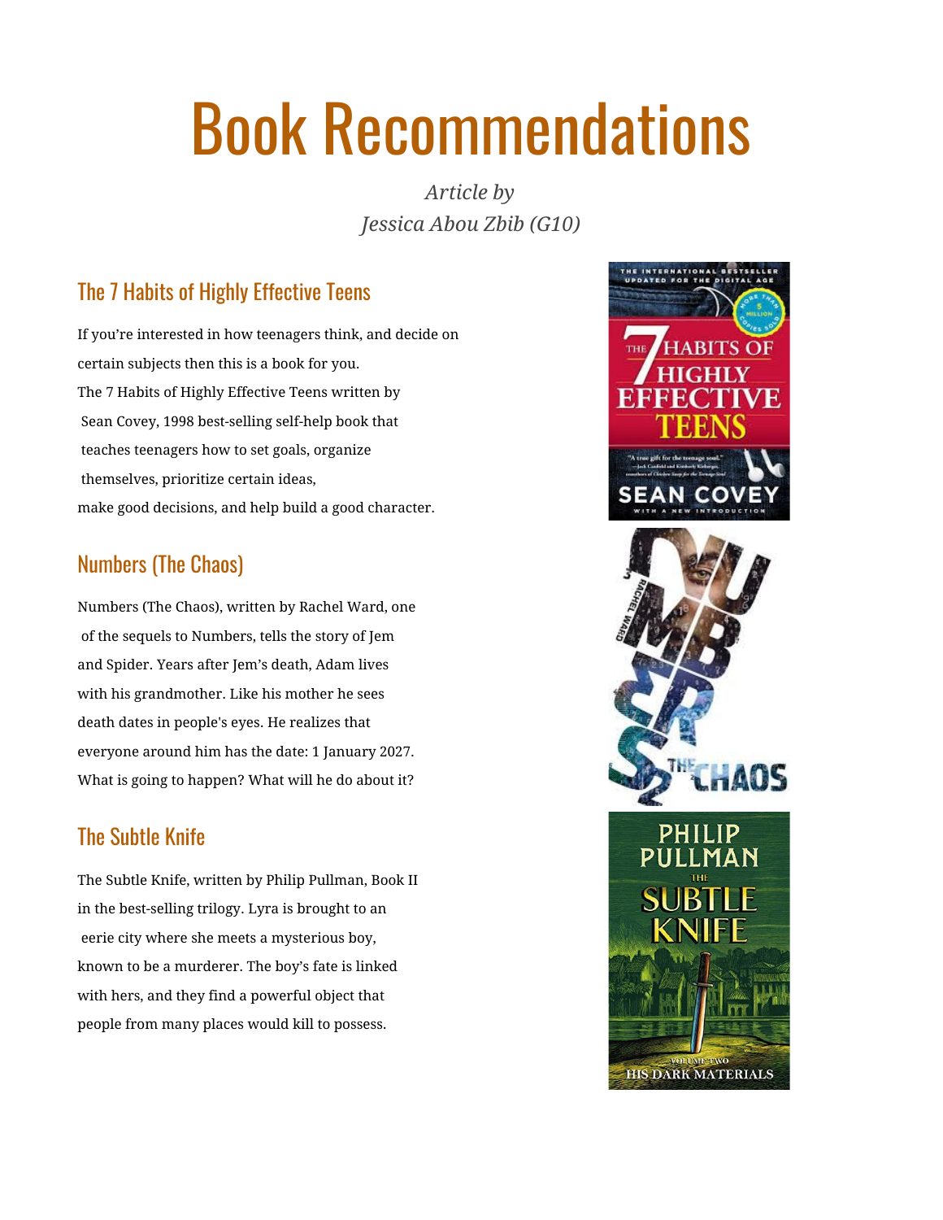# Book Recommendations

*Article by*
*Jessica Abou Zbib (G10)*

## The 7 Habits of Highly Effective Teens

If you're interested in how teenagers think, and decide on certain subjects then this is a book for you. The 7 Habits of Highly Effective Teens written by Sean Covey, 1998 best-selling self-help book that teaches teenagers how to set goals, organize themselves, prioritize certain ideas, make good decisions, and help build a good character.

## Numbers (The Chaos)

Numbers (The Chaos), written by Rachel Ward, one of the sequels to Numbers, tells the story of Jem and Spider. Years after Jem's death, Adam lives with his grandmother. Like his mother he sees death dates in people's eyes. He realizes that everyone around him has the date: 1 January 2027. What is going to happen? What will he do about it?

## The Subtle Knife

The Subtle Knife, written by Philip Pullman, Book II in the best-selling trilogy. Lyra is brought to an eerie city where she meets a mysterious boy, known to be a murderer. The boy's fate is linked with hers, and they find a powerful object that people from many places would kill to possess.